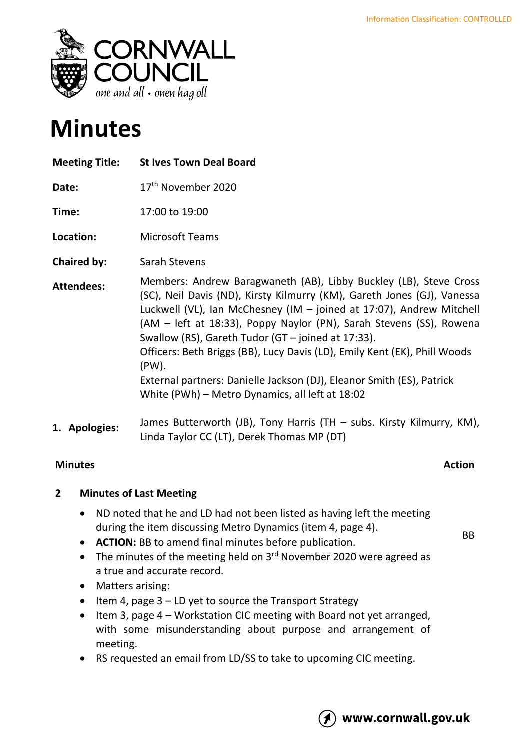Information Classification: CONTROLLED

# Minutes

| | |
|---|---|
| **Meeting Title:** | **St Ives Town Deal Board** |
| **Date:** | 17th November 2020 |
| **Time:** | 17:00 to 19:00 |
| **Location:** | Microsoft Teams |
| **Chaired by:** | Sarah Stevens |
| **Attendees:** | Members: Andrew Baragwaneth (AB), Libby Buckley (LB), Steve Cross (SC), Neil Davis (ND), Kirsty Kilmurry (KM), Gareth Jones (GJ), Vanessa Luckwell (VL), Ian McChesney (IM – joined at 17:07), Andrew Mitchell (AM – left at 18:33), Poppy Naylor (PN), Sarah Stevens (SS), Rowena Swallow (RS), Gareth Tudor (GT – joined at 17:33).<br>Officers: Beth Briggs (BB), Lucy Davis (LD), Emily Kent (EK), Phill Woods (PW).<br>External partners: Danielle Jackson (DJ), Eleanor Smith (ES), Patrick White (PWh) – Metro Dynamics, all left at 18:02 |
| **1. Apologies:** | James Butterworth (JB), Tony Harris (TH – subs. Kirsty Kilmurry, KM), Linda Taylor CC (LT), Derek Thomas MP (DT) |

| **Minutes** | **Action** |
|---|---|
| **2 Minutes of Last Meeting** | |
| • ND noted that he and LD had not been listed as having left the meeting during the item discussing Metro Dynamics (item 4, page 4). | |
| • **ACTION:** BB to amend final minutes before publication. | BB |
| • The minutes of the meeting held on 3rd November 2020 were agreed as a true and accurate record. | |
| • Matters arising: | |
| • Item 4, page 3 – LD yet to source the Transport Strategy | |
| • Item 3, page 4 – Workstation CIC meeting with Board not yet arranged, with some misunderstanding about purpose and arrangement of meeting. | |
| • RS requested an email from LD/SS to take to upcoming CIC meeting. | |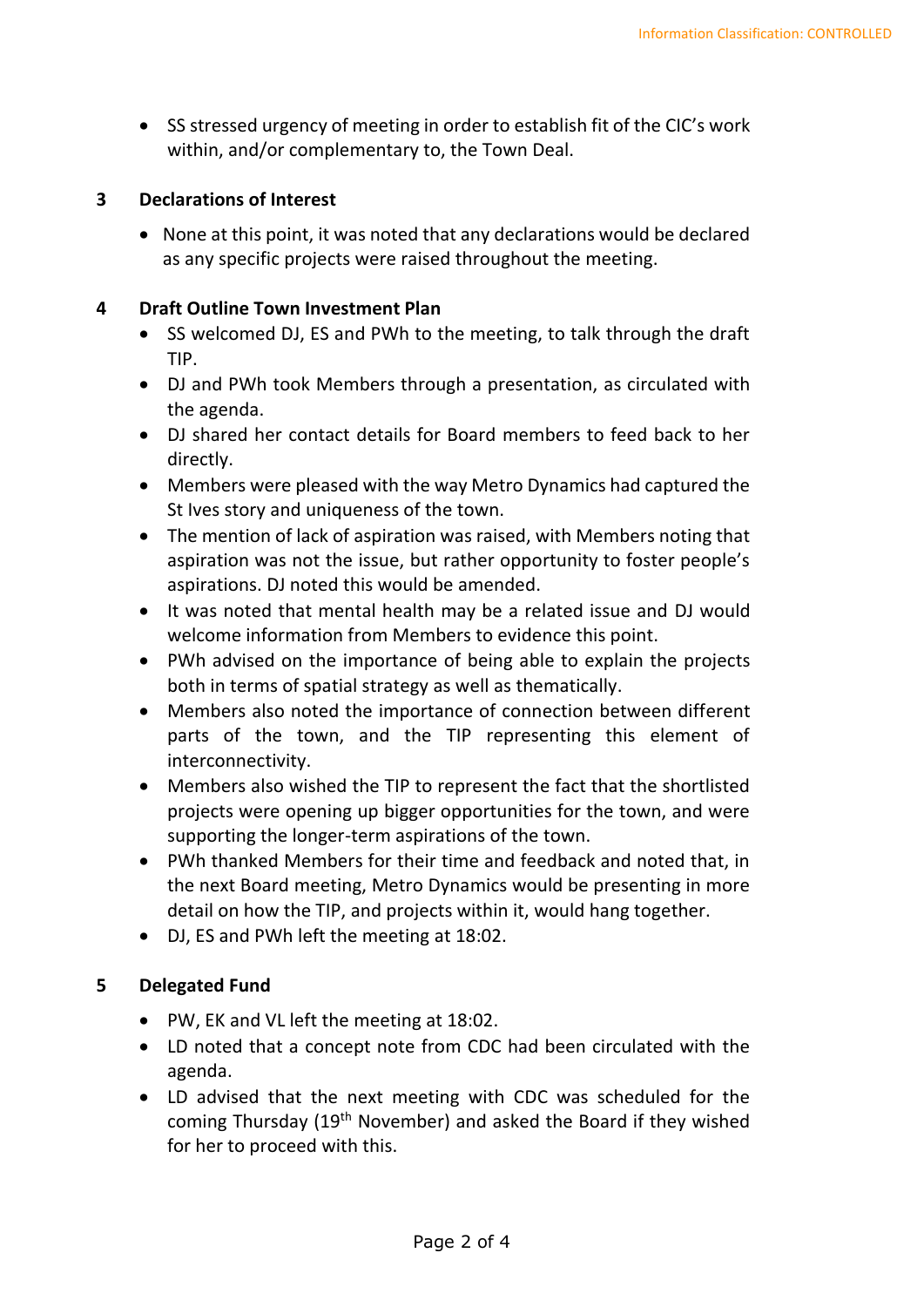- SS stressed urgency of meeting in order to establish fit of the CIC's work within, and/or complementary to, the Town Deal.

## 3 Declarations of Interest

- None at this point, it was noted that any declarations would be declared as any specific projects were raised throughout the meeting.

## 4 Draft Outline Town Investment Plan

- SS welcomed DJ, ES and PWh to the meeting, to talk through the draft TIP.
- DJ and PWh took Members through a presentation, as circulated with the agenda.
- DJ shared her contact details for Board members to feed back to her directly.
- Members were pleased with the way Metro Dynamics had captured the St Ives story and uniqueness of the town.
- The mention of lack of aspiration was raised, with Members noting that aspiration was not the issue, but rather opportunity to foster people's aspirations. DJ noted this would be amended.
- It was noted that mental health may be a related issue and DJ would welcome information from Members to evidence this point.
- PWh advised on the importance of being able to explain the projects both in terms of spatial strategy as well as thematically.
- Members also noted the importance of connection between different parts of the town, and the TIP representing this element of interconnectivity.
- Members also wished the TIP to represent the fact that the shortlisted projects were opening up bigger opportunities for the town, and were supporting the longer-term aspirations of the town.
- PWh thanked Members for their time and feedback and noted that, in the next Board meeting, Metro Dynamics would be presenting in more detail on how the TIP, and projects within it, would hang together.
- DJ, ES and PWh left the meeting at 18:02.

## 5 Delegated Fund

- PW, EK and VL left the meeting at 18:02.
- LD noted that a concept note from CDC had been circulated with the agenda.
- LD advised that the next meeting with CDC was scheduled for the coming Thursday (19th November) and asked the Board if they wished for her to proceed with this.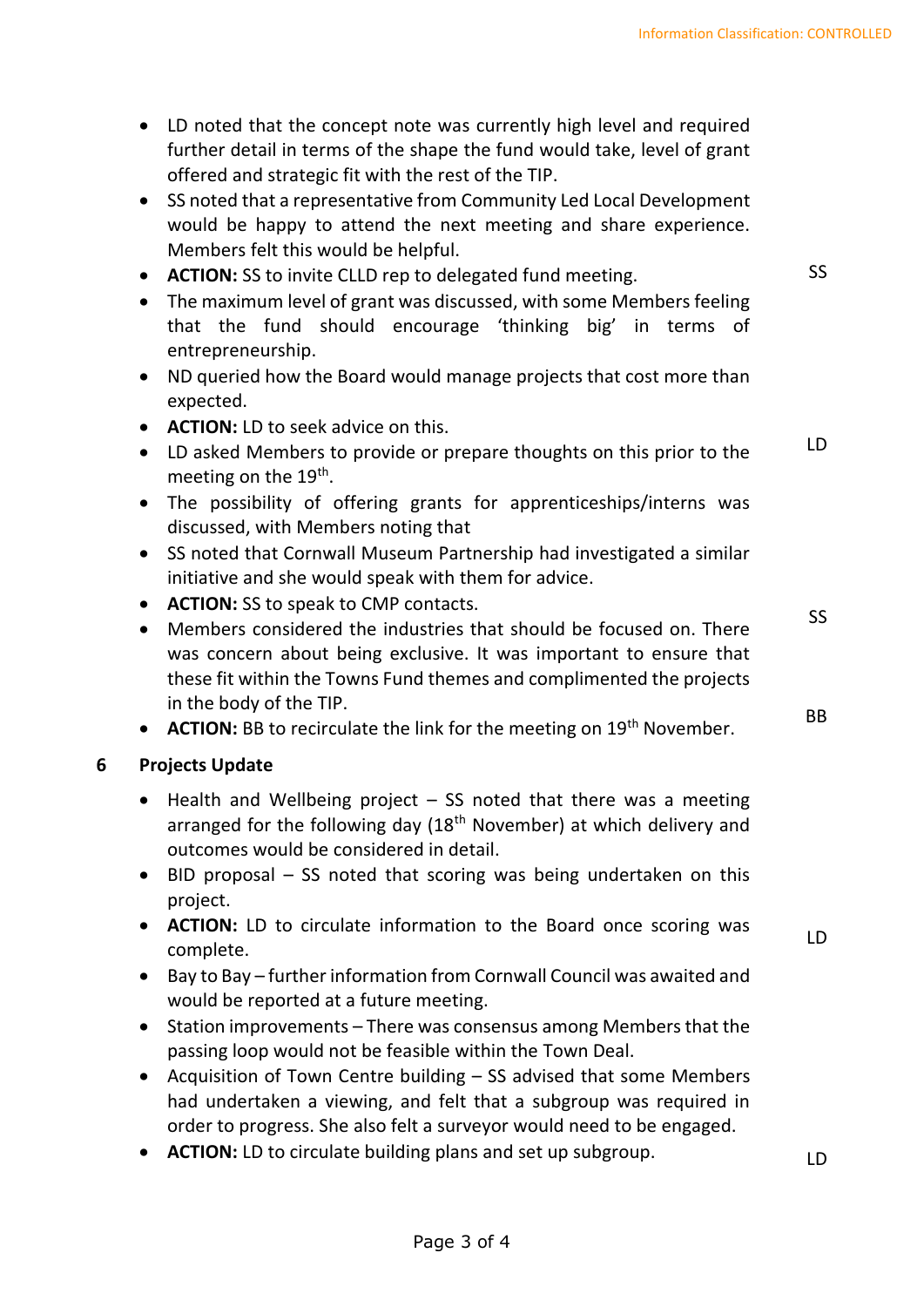- LD noted that the concept note was currently high level and required further detail in terms of the shape the fund would take, level of grant offered and strategic fit with the rest of the TIP.
- SS noted that a representative from Community Led Local Development would be happy to attend the next meeting and share experience. Members felt this would be helpful.
- **ACTION:** SS to invite CLLD rep to delegated fund meeting. — SS
- The maximum level of grant was discussed, with some Members feeling that the fund should encourage 'thinking big' in terms of entrepreneurship.
- ND queried how the Board would manage projects that cost more than expected.
- **ACTION:** LD to seek advice on this. — LD
- LD asked Members to provide or prepare thoughts on this prior to the meeting on the 19th.
- The possibility of offering grants for apprenticeships/interns was discussed, with Members noting that
- SS noted that Cornwall Museum Partnership had investigated a similar initiative and she would speak with them for advice.
- **ACTION:** SS to speak to CMP contacts. — SS
- Members considered the industries that should be focused on. There was concern about being exclusive. It was important to ensure that these fit within the Towns Fund themes and complimented the projects in the body of the TIP.
- **ACTION:** BB to recirculate the link for the meeting on 19th November. — BB

## 6 Projects Update

- Health and Wellbeing project – SS noted that there was a meeting arranged for the following day (18th November) at which delivery and outcomes would be considered in detail.
- BID proposal – SS noted that scoring was being undertaken on this project.
- **ACTION:** LD to circulate information to the Board once scoring was complete. — LD
- Bay to Bay – further information from Cornwall Council was awaited and would be reported at a future meeting.
- Station improvements – There was consensus among Members that the passing loop would not be feasible within the Town Deal.
- Acquisition of Town Centre building – SS advised that some Members had undertaken a viewing, and felt that a subgroup was required in order to progress. She also felt a surveyor would need to be engaged.
- **ACTION:** LD to circulate building plans and set up subgroup. — LD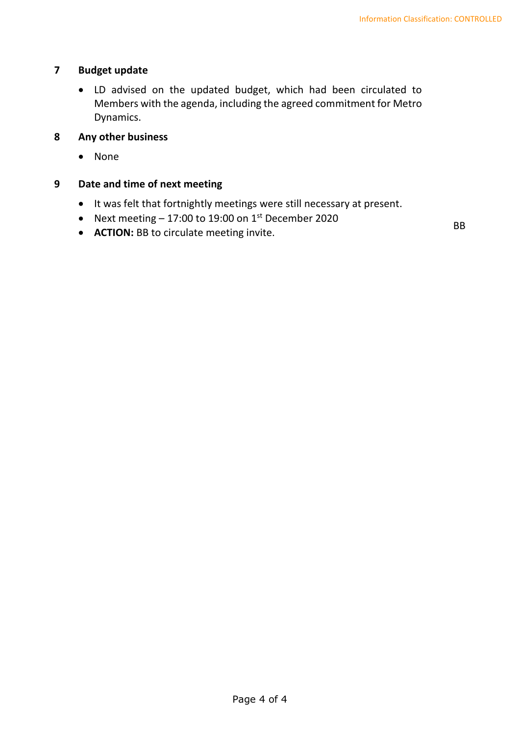## 7 Budget update

- LD advised on the updated budget, which had been circulated to Members with the agenda, including the agreed commitment for Metro Dynamics.

## 8 Any other business

- None

## 9 Date and time of next meeting

- It was felt that fortnightly meetings were still necessary at present.
- Next meeting – 17:00 to 19:00 on 1st December 2020
- **ACTION:** BB to circulate meeting invite. BB